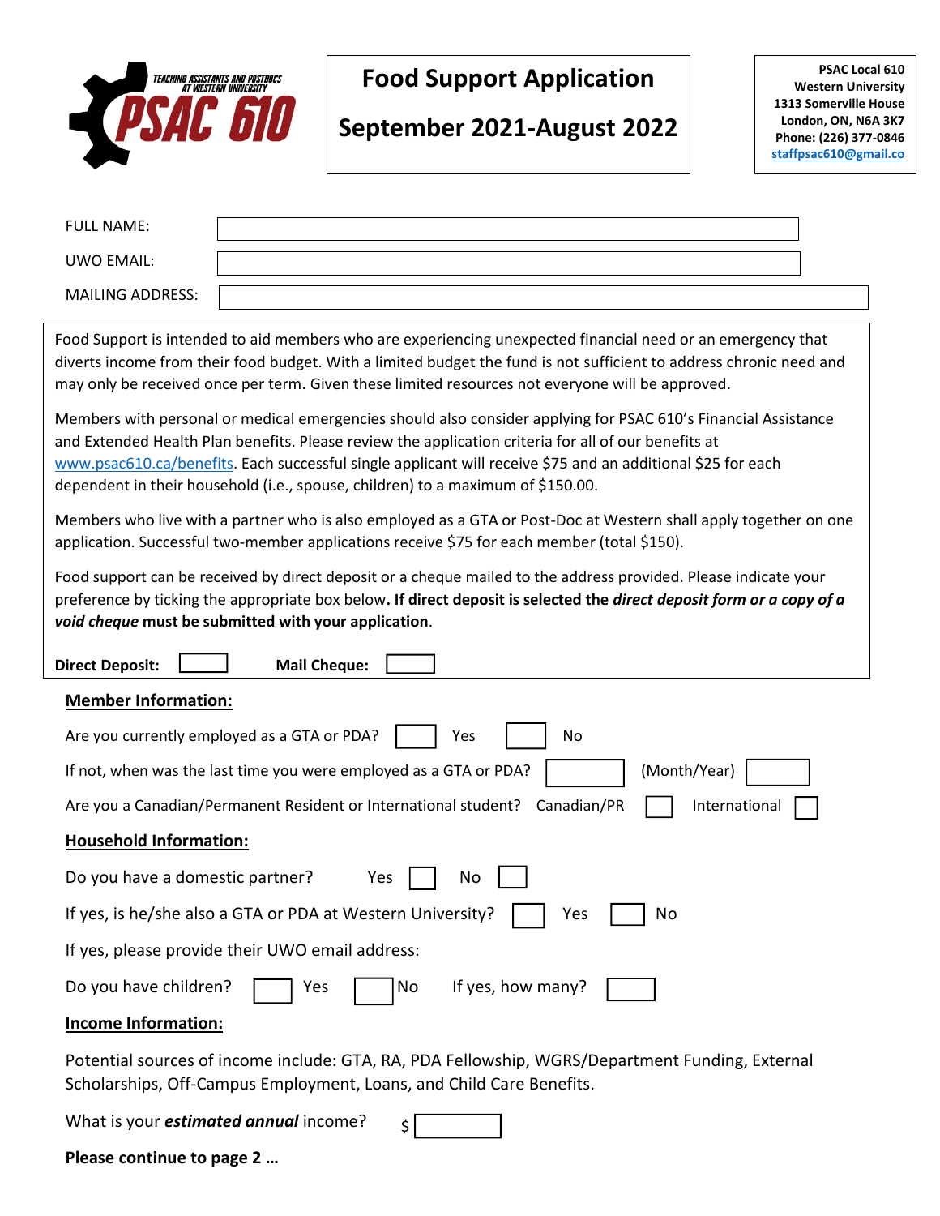**TEACHING ASSISTANTS AND POSTDOCS AT WESTERN UNIVERSITY**
**PSAC 610**

# Food Support Application

## September 2021-August 2022

**PSAC Local 610**
**Western University**
**1313 Somerville House**
**London, ON, N6A 3K7**
**Phone: (226) 377-0846**
**staffpsac610@gmail.co**

FULL NAME: ____________________

UWO EMAIL: ____________________

MAILING ADDRESS: ____________________

Food Support is intended to aid members who are experiencing unexpected financial need or an emergency that diverts income from their food budget. With a limited budget the fund is not sufficient to address chronic need and may only be received once per term. Given these limited resources not everyone will be approved.

Members with personal or medical emergencies should also consider applying for PSAC 610's Financial Assistance and Extended Health Plan benefits. Please review the application criteria for all of our benefits at www.psac610.ca/benefits. Each successful single applicant will receive $75 and an additional $25 for each dependent in their household (i.e., spouse, children) to a maximum of $150.00.

Members who live with a partner who is also employed as a GTA or Post-Doc at Western shall apply together on one application. Successful two-member applications receive $75 for each member (total $150).

Food support can be received by direct deposit or a cheque mailed to the address provided. Please indicate your preference by ticking the appropriate box below**. If direct deposit is selected the *direct deposit form or a copy of a void cheque* must be submitted with your application**.

**Direct Deposit:** ☐ **Mail Cheque:** ☐

**Member Information:**

Are you currently employed as a GTA or PDA? ☐ Yes ☐ No

If not, when was the last time you were employed as a GTA or PDA? ☐ (Month/Year) ☐

Are you a Canadian/Permanent Resident or International student? Canadian/PR ☐ International ☐

**Household Information:**

Do you have a domestic partner? Yes ☐ No ☐

If yes, is he/she also a GTA or PDA at Western University? ☐ Yes ☐ No

If yes, please provide their UWO email address:

Do you have children? ☐ Yes ☐ No If yes, how many? ☐

**Income Information:**

Potential sources of income include: GTA, RA, PDA Fellowship, WGRS/Department Funding, External Scholarships, Off-Campus Employment, Loans, and Child Care Benefits.

What is your ***estimated annual*** income? $ ☐

**Please continue to page 2 …**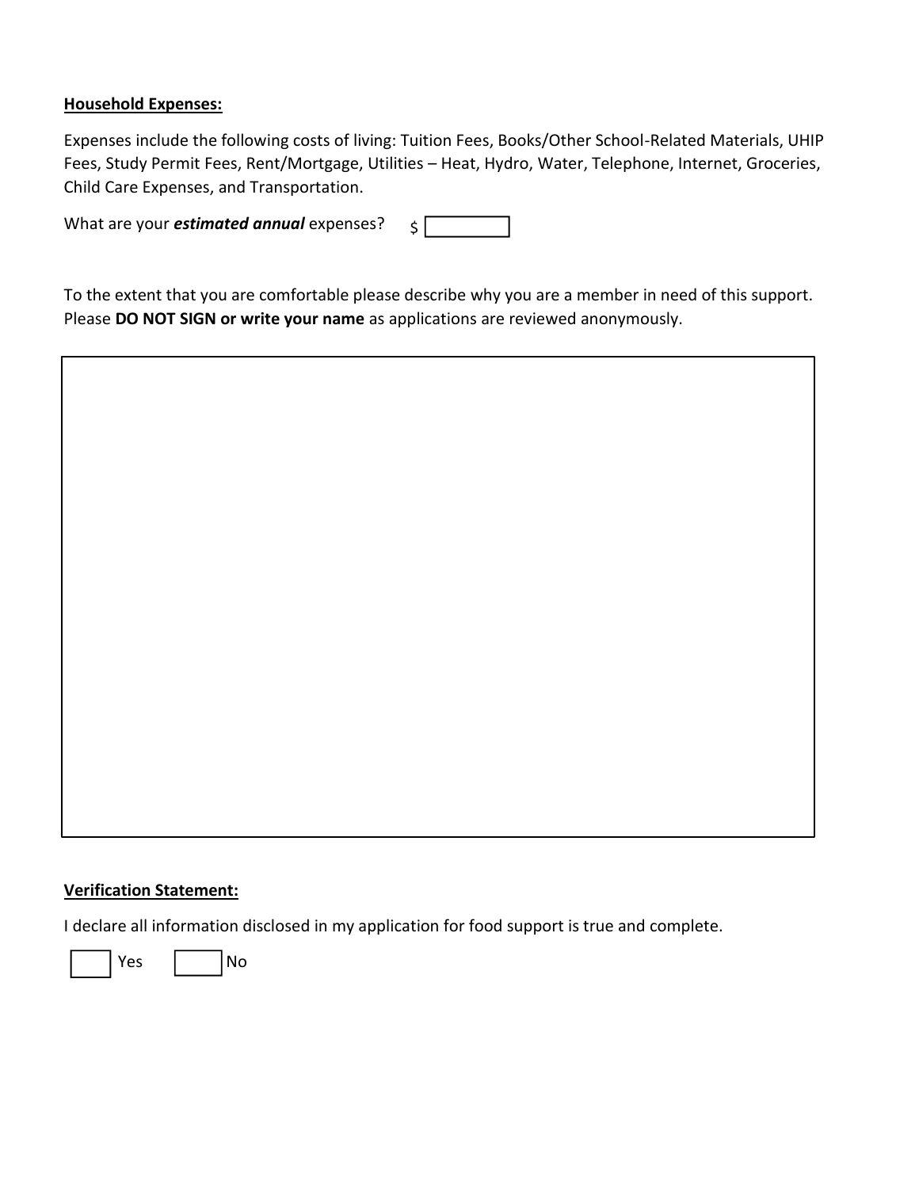**Household Expenses:**

Expenses include the following costs of living: Tuition Fees, Books/Other School-Related Materials, UHIP Fees, Study Permit Fees, Rent/Mortgage, Utilities – Heat, Hydro, Water, Telephone, Internet, Groceries, Child Care Expenses, and Transportation.

What are your ***estimated annual*** expenses? $ ______

To the extent that you are comfortable please describe why you are a member in need of this support. Please **DO NOT SIGN or write your name** as applications are reviewed anonymously.

**Verification Statement:**

I declare all information disclosed in my application for food support is true and complete.

☐ Yes ☐ No